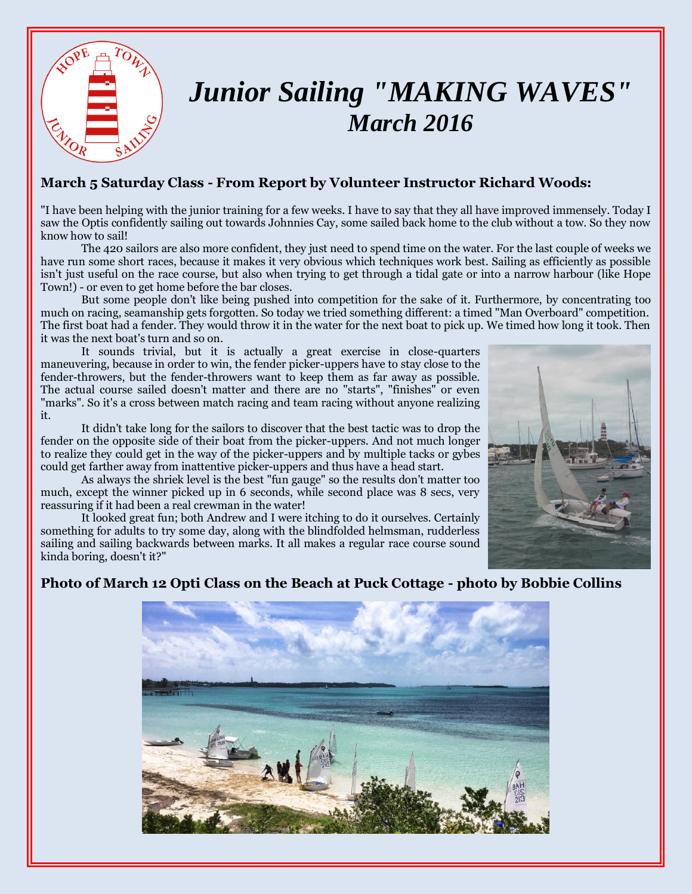# Junior Sailing "MAKING WAVES"
## March 2016

### March 5 Saturday Class - From Report by Volunteer Instructor Richard Woods:

"I have been helping with the junior training for a few weeks. I have to say that they all have improved immensely. Today I saw the Optis confidently sailing out towards Johnnies Cay, some sailed back home to the club without a tow. So they now know how to sail!

The 420 sailors are also more confident, they just need to spend time on the water. For the last couple of weeks we have run some short races, because it makes it very obvious which techniques work best. Sailing as efficiently as possible isn't just useful on the race course, but also when trying to get through a tidal gate or into a narrow harbour (like Hope Town!) - or even to get home before the bar closes.

But some people don't like being pushed into competition for the sake of it. Furthermore, by concentrating too much on racing, seamanship gets forgotten. So today we tried something different: a timed "Man Overboard" competition. The first boat had a fender. They would throw it in the water for the next boat to pick up. We timed how long it took. Then it was the next boat's turn and so on.

It sounds trivial, but it is actually a great exercise in close-quarters maneuvering, because in order to win, the fender picker-uppers have to stay close to the fender-throwers, but the fender-throwers want to keep them as far away as possible. The actual course sailed doesn't matter and there are no "starts", "finishes" or even "marks". So it's a cross between match racing and team racing without anyone realizing it.

It didn't take long for the sailors to discover that the best tactic was to drop the fender on the opposite side of their boat from the picker-uppers. And not much longer to realize they could get in the way of the picker-uppers and by multiple tacks or gybes could get farther away from inattentive picker-uppers and thus have a head start.

As always the shriek level is the best "fun gauge" so the results don't matter too much, except the winner picked up in 6 seconds, while second place was 8 secs, very reassuring if it had been a real crewman in the water!

It looked great fun; both Andrew and I were itching to do it ourselves. Certainly something for adults to try some day, along with the blindfolded helmsman, rudderless sailing and sailing backwards between marks. It all makes a regular race course sound kinda boring, doesn't it?"

### Photo of March 12 Opti Class on the Beach at Puck Cottage - photo by Bobbie Collins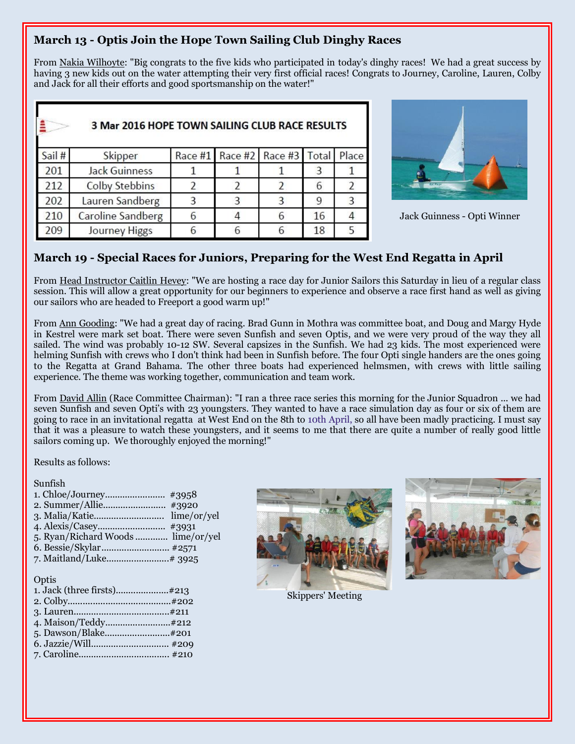## March 13 - Optis Join the Hope Town Sailing Club Dinghy Races

From Nakia Wilhoyte: "Big congrats to the five kids who participated in today's dinghy races! We had a great success by having 3 new kids out on the water attempting their very first official races! Congrats to Journey, Caroline, Lauren, Colby and Jack for all their efforts and good sportsmanship on the water!"

**3 Mar 2016 HOPE TOWN SAILING CLUB RACE RESULTS**

| Sail # | Skipper | Race #1 | Race #2 | Race #3 | Total | Place |
|---|---|---|---|---|---|---|
| 201 | Jack Guinness | 1 | 1 | 1 | 3 | 1 |
| 212 | Colby Stebbins | 2 | 2 | 2 | 6 | 2 |
| 202 | Lauren Sandberg | 3 | 3 | 3 | 9 | 3 |
| 210 | Caroline Sandberg | 6 | 4 | 6 | 16 | 4 |
| 209 | Journey Higgs | 6 | 6 | 6 | 18 | 5 |

Jack Guinness - Opti Winner

## March 19 - Special Races for Juniors, Preparing for the West End Regatta in April

From Head Instructor Caitlin Hevey: "We are hosting a race day for Junior Sailors this Saturday in lieu of a regular class session. This will allow a great opportunity for our beginners to experience and observe a race first hand as well as giving our sailors who are headed to Freeport a good warm up!"

From Ann Gooding: "We had a great day of racing. Brad Gunn in Mothra was committee boat, and Doug and Margy Hyde in Kestrel were mark set boat. There were seven Sunfish and seven Optis, and we were very proud of the way they all sailed. The wind was probably 10-12 SW. Several capsizes in the Sunfish. We had 23 kids. The most experienced were helming Sunfish with crews who I don't think had been in Sunfish before. The four Opti single handers are the ones going to the Regatta at Grand Bahama. The other three boats had experienced helmsmen, with crews with little sailing experience. The theme was working together, communication and team work.

From David Allin (Race Committee Chairman): "I ran a three race series this morning for the Junior Squadron ... we had seven Sunfish and seven Opti's with 23 youngsters. They wanted to have a race simulation day as four or six of them are going to race in an invitational regatta at West End on the 8th to 10th April, so all have been madly practicing. I must say that it was a pleasure to watch these youngsters, and it seems to me that there are quite a number of really good little sailors coming up. We thoroughly enjoyed the morning!"

Results as follows:

Sunfish
1. Chloe/Journey........................ #3958
2. Summer/Allie......................... #3920
3. Malia/Katie........................... lime/or/yel
4. Alexis/Casey.......................... #3931
5. Ryan/Richard Woods ............. lime/or/yel
6. Bessie/Skylar.......................... #2571
7. Maitland/Luke.........................# 3925

Optis
1. Jack (three firsts).....................#213
2. Colby.........................................#202
3. Lauren......................................#211
4. Maison/Teddy..........................#212
5. Dawson/Blake..........................#201
6. Jazzie/Will.............................. #209
7. Caroline.................................... #210

Skippers' Meeting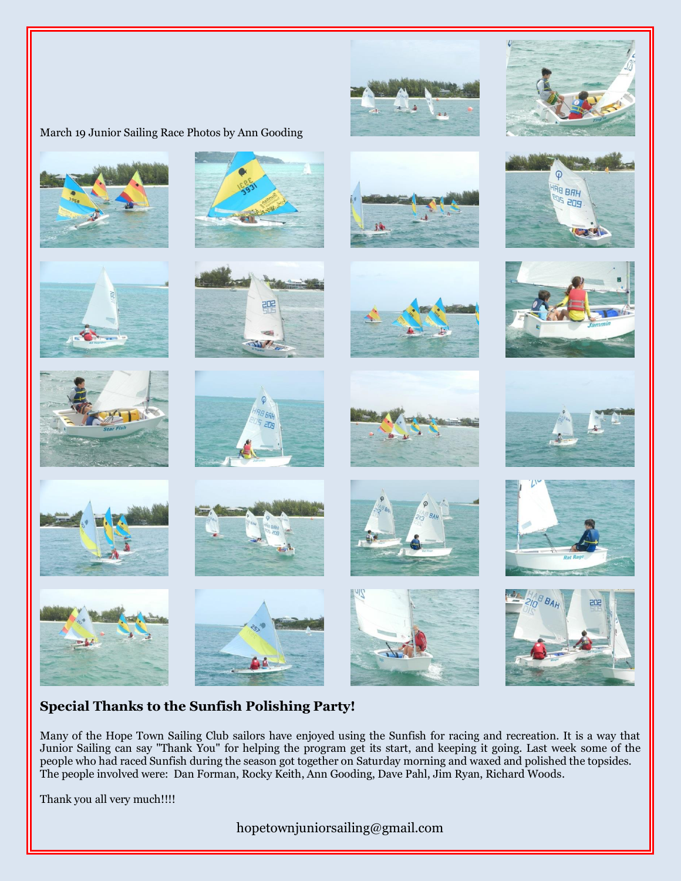March 19 Junior Sailing Race Photos by Ann Gooding

## Special Thanks to the Sunfish Polishing Party!

Many of the Hope Town Sailing Club sailors have enjoyed using the Sunfish for racing and recreation. It is a way that Junior Sailing can say "Thank You" for helping the program get its start, and keeping it going. Last week some of the people who had raced Sunfish during the season got together on Saturday morning and waxed and polished the topsides. The people involved were: Dan Forman, Rocky Keith, Ann Gooding, Dave Pahl, Jim Ryan, Richard Woods.

Thank you all very much!!!!

hopetownjuniorsailing@gmail.com